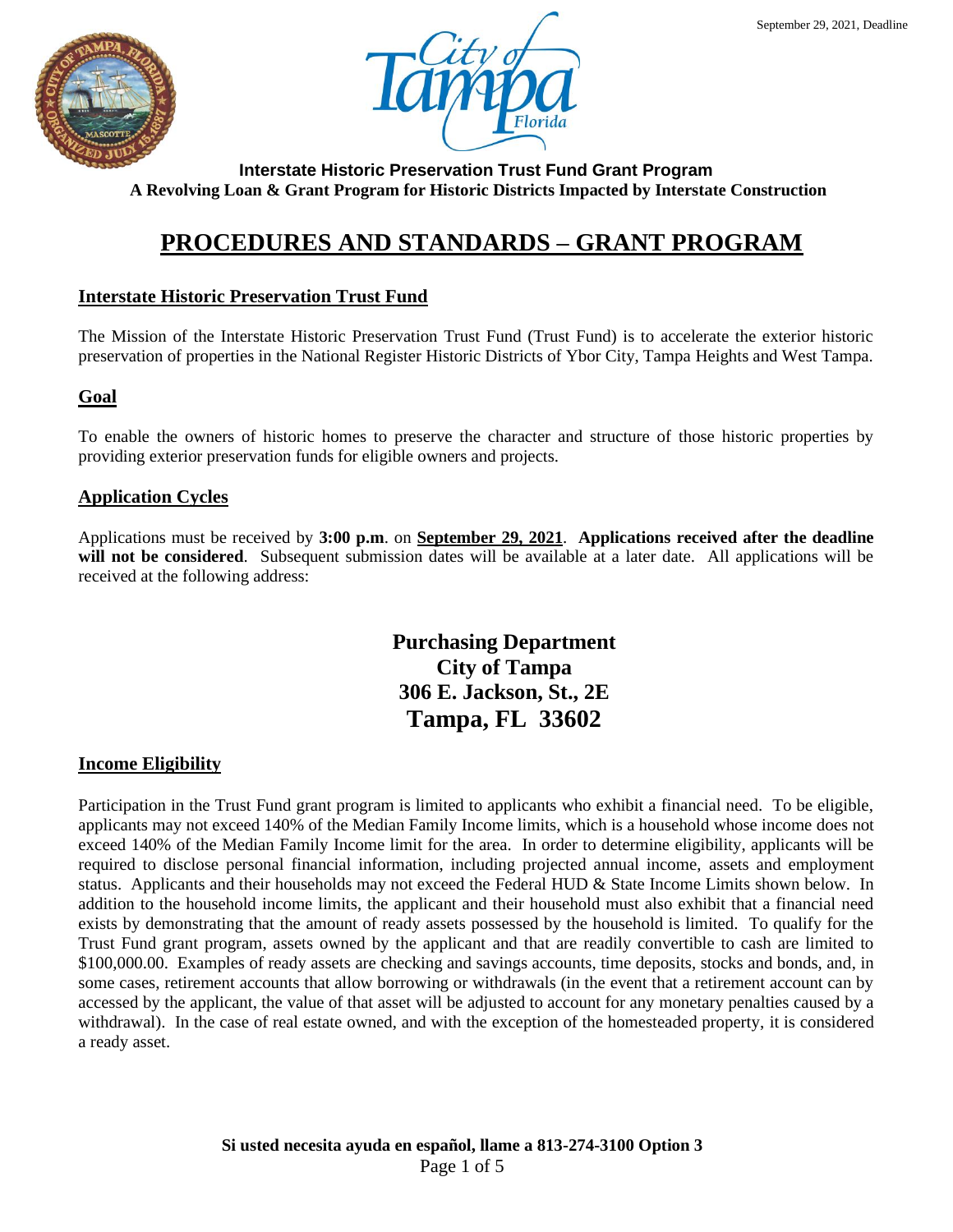September 29, 2021, Deadline

**Interstate Historic Preservation Trust Fund Grant Program**
**A Revolving Loan & Grant Program for Historic Districts Impacted by Interstate Construction**

# PROCEDURES AND STANDARDS – GRANT PROGRAM

## Interstate Historic Preservation Trust Fund

The Mission of the Interstate Historic Preservation Trust Fund (Trust Fund) is to accelerate the exterior historic preservation of properties in the National Register Historic Districts of Ybor City, Tampa Heights and West Tampa.

## Goal

To enable the owners of historic homes to preserve the character and structure of those historic properties by providing exterior preservation funds for eligible owners and projects.

## Application Cycles

Applications must be received by **3:00 p.m**. on **September 29, 2021**. **Applications received after the deadline will not be considered**. Subsequent submission dates will be available at a later date. All applications will be received at the following address:

**Purchasing Department**
**City of Tampa**
**306 E. Jackson, St., 2E**
**Tampa, FL 33602**

## Income Eligibility

Participation in the Trust Fund grant program is limited to applicants who exhibit a financial need. To be eligible, applicants may not exceed 140% of the Median Family Income limits, which is a household whose income does not exceed 140% of the Median Family Income limit for the area. In order to determine eligibility, applicants will be required to disclose personal financial information, including projected annual income, assets and employment status. Applicants and their households may not exceed the Federal HUD & State Income Limits shown below. In addition to the household income limits, the applicant and their household must also exhibit that a financial need exists by demonstrating that the amount of ready assets possessed by the household is limited. To qualify for the Trust Fund grant program, assets owned by the applicant and that are readily convertible to cash are limited to $100,000.00. Examples of ready assets are checking and savings accounts, time deposits, stocks and bonds, and, in some cases, retirement accounts that allow borrowing or withdrawals (in the event that a retirement account can by accessed by the applicant, the value of that asset will be adjusted to account for any monetary penalties caused by a withdrawal). In the case of real estate owned, and with the exception of the homesteaded property, it is considered a ready asset.

**Si usted necesita ayuda en español, llame a 813-274-3100 Option 3**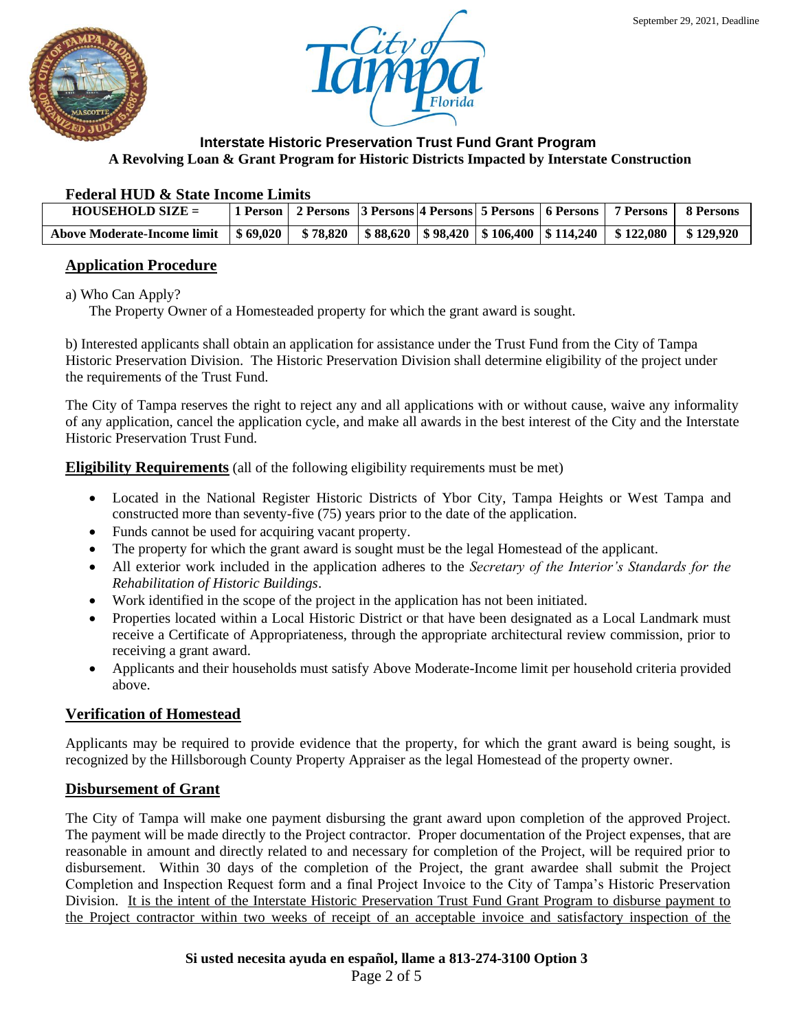September 29, 2021, Deadline

**Interstate Historic Preservation Trust Fund Grant Program**
**A Revolving Loan & Grant Program for Historic Districts Impacted by Interstate Construction**

### Federal HUD & State Income Limits

| HOUSEHOLD SIZE = | 1 Person | 2 Persons | 3 Persons | 4 Persons | 5 Persons | 6 Persons | 7 Persons | 8 Persons |
|---|---|---|---|---|---|---|---|---|
| Above Moderate-Income limit | $ 69,020 | $ 78,820 | $ 88,620 | $ 98,420 | $ 106,400 | $ 114,240 | $ 122,080 | $ 129,920 |

## Application Procedure

a) Who Can Apply?
The Property Owner of a Homesteaded property for which the grant award is sought.

b) Interested applicants shall obtain an application for assistance under the Trust Fund from the City of Tampa Historic Preservation Division. The Historic Preservation Division shall determine eligibility of the project under the requirements of the Trust Fund.

The City of Tampa reserves the right to reject any and all applications with or without cause, waive any informality of any application, cancel the application cycle, and make all awards in the best interest of the City and the Interstate Historic Preservation Trust Fund.

**Eligibility Requirements** (all of the following eligibility requirements must be met)

- Located in the National Register Historic Districts of Ybor City, Tampa Heights or West Tampa and constructed more than seventy-five (75) years prior to the date of the application.
- Funds cannot be used for acquiring vacant property.
- The property for which the grant award is sought must be the legal Homestead of the applicant.
- All exterior work included in the application adheres to the *Secretary of the Interior's Standards for the Rehabilitation of Historic Buildings*.
- Work identified in the scope of the project in the application has not been initiated.
- Properties located within a Local Historic District or that have been designated as a Local Landmark must receive a Certificate of Appropriateness, through the appropriate architectural review commission, prior to receiving a grant award.
- Applicants and their households must satisfy Above Moderate-Income limit per household criteria provided above.

## Verification of Homestead

Applicants may be required to provide evidence that the property, for which the grant award is being sought, is recognized by the Hillsborough County Property Appraiser as the legal Homestead of the property owner.

## Disbursement of Grant

The City of Tampa will make one payment disbursing the grant award upon completion of the approved Project. The payment will be made directly to the Project contractor. Proper documentation of the Project expenses, that are reasonable in amount and directly related to and necessary for completion of the Project, will be required prior to disbursement. Within 30 days of the completion of the Project, the grant awardee shall submit the Project Completion and Inspection Request form and a final Project Invoice to the City of Tampa's Historic Preservation Division. It is the intent of the Interstate Historic Preservation Trust Fund Grant Program to disburse payment to the Project contractor within two weeks of receipt of an acceptable invoice and satisfactory inspection of the

**Si usted necesita ayuda en español, llame a 813-274-3100 Option 3**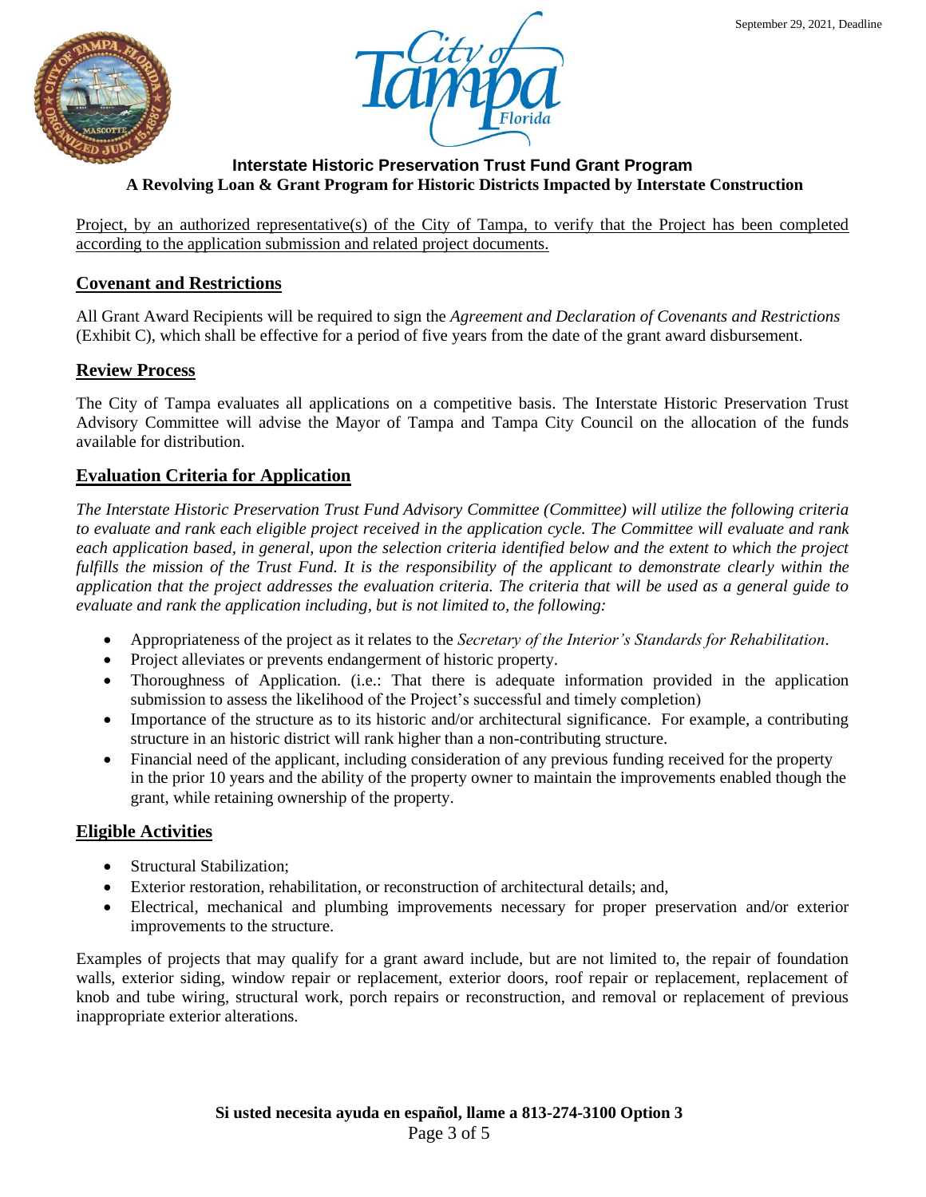Project, by an authorized representative(s) of the City of Tampa, to verify that the Project has been completed according to the application submission and related project documents.

## Covenant and Restrictions

All Grant Award Recipients will be required to sign the *Agreement and Declaration of Covenants and Restrictions* (Exhibit C), which shall be effective for a period of five years from the date of the grant award disbursement.

## Review Process

The City of Tampa evaluates all applications on a competitive basis. The Interstate Historic Preservation Trust Advisory Committee will advise the Mayor of Tampa and Tampa City Council on the allocation of the funds available for distribution.

## Evaluation Criteria for Application

*The Interstate Historic Preservation Trust Fund Advisory Committee (Committee) will utilize the following criteria to evaluate and rank each eligible project received in the application cycle. The Committee will evaluate and rank each application based, in general, upon the selection criteria identified below and the extent to which the project fulfills the mission of the Trust Fund. It is the responsibility of the applicant to demonstrate clearly within the application that the project addresses the evaluation criteria. The criteria that will be used as a general guide to evaluate and rank the application including, but is not limited to, the following:*

- Appropriateness of the project as it relates to the *Secretary of the Interior's Standards for Rehabilitation*.
- Project alleviates or prevents endangerment of historic property.
- Thoroughness of Application. (i.e.: That there is adequate information provided in the application submission to assess the likelihood of the Project's successful and timely completion)
- Importance of the structure as to its historic and/or architectural significance. For example, a contributing structure in an historic district will rank higher than a non-contributing structure.
- Financial need of the applicant, including consideration of any previous funding received for the property in the prior 10 years and the ability of the property owner to maintain the improvements enabled though the grant, while retaining ownership of the property.

## Eligible Activities

- Structural Stabilization;
- Exterior restoration, rehabilitation, or reconstruction of architectural details; and,
- Electrical, mechanical and plumbing improvements necessary for proper preservation and/or exterior improvements to the structure.

Examples of projects that may qualify for a grant award include, but are not limited to, the repair of foundation walls, exterior siding, window repair or replacement, exterior doors, roof repair or replacement, replacement of knob and tube wiring, structural work, porch repairs or reconstruction, and removal or replacement of previous inappropriate exterior alterations.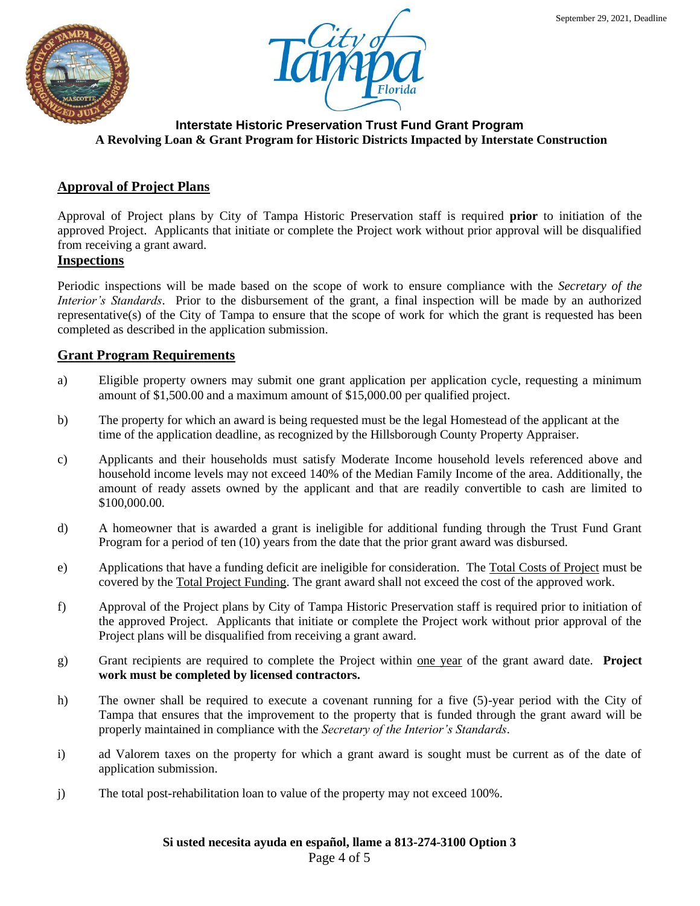September 29, 2021, Deadline

**Interstate Historic Preservation Trust Fund Grant Program**
**A Revolving Loan & Grant Program for Historic Districts Impacted by Interstate Construction**

## Approval of Project Plans

Approval of Project plans by City of Tampa Historic Preservation staff is required **prior** to initiation of the approved Project. Applicants that initiate or complete the Project work without prior approval will be disqualified from receiving a grant award.

## Inspections

Periodic inspections will be made based on the scope of work to ensure compliance with the *Secretary of the Interior's Standards*. Prior to the disbursement of the grant, a final inspection will be made by an authorized representative(s) of the City of Tampa to ensure that the scope of work for which the grant is requested has been completed as described in the application submission.

## Grant Program Requirements

a) Eligible property owners may submit one grant application per application cycle, requesting a minimum amount of $1,500.00 and a maximum amount of $15,000.00 per qualified project.

b) The property for which an award is being requested must be the legal Homestead of the applicant at the time of the application deadline, as recognized by the Hillsborough County Property Appraiser.

c) Applicants and their households must satisfy Moderate Income household levels referenced above and household income levels may not exceed 140% of the Median Family Income of the area. Additionally, the amount of ready assets owned by the applicant and that are readily convertible to cash are limited to $100,000.00.

d) A homeowner that is awarded a grant is ineligible for additional funding through the Trust Fund Grant Program for a period of ten (10) years from the date that the prior grant award was disbursed.

e) Applications that have a funding deficit are ineligible for consideration. The Total Costs of Project must be covered by the Total Project Funding. The grant award shall not exceed the cost of the approved work.

f) Approval of the Project plans by City of Tampa Historic Preservation staff is required prior to initiation of the approved Project. Applicants that initiate or complete the Project work without prior approval of the Project plans will be disqualified from receiving a grant award.

g) Grant recipients are required to complete the Project within one year of the grant award date. **Project work must be completed by licensed contractors.**

h) The owner shall be required to execute a covenant running for a five (5)-year period with the City of Tampa that ensures that the improvement to the property that is funded through the grant award will be properly maintained in compliance with the *Secretary of the Interior's Standards*.

i) ad Valorem taxes on the property for which a grant award is sought must be current as of the date of application submission.

j) The total post-rehabilitation loan to value of the property may not exceed 100%.

**Si usted necesita ayuda en español, llame a 813-274-3100 Option 3**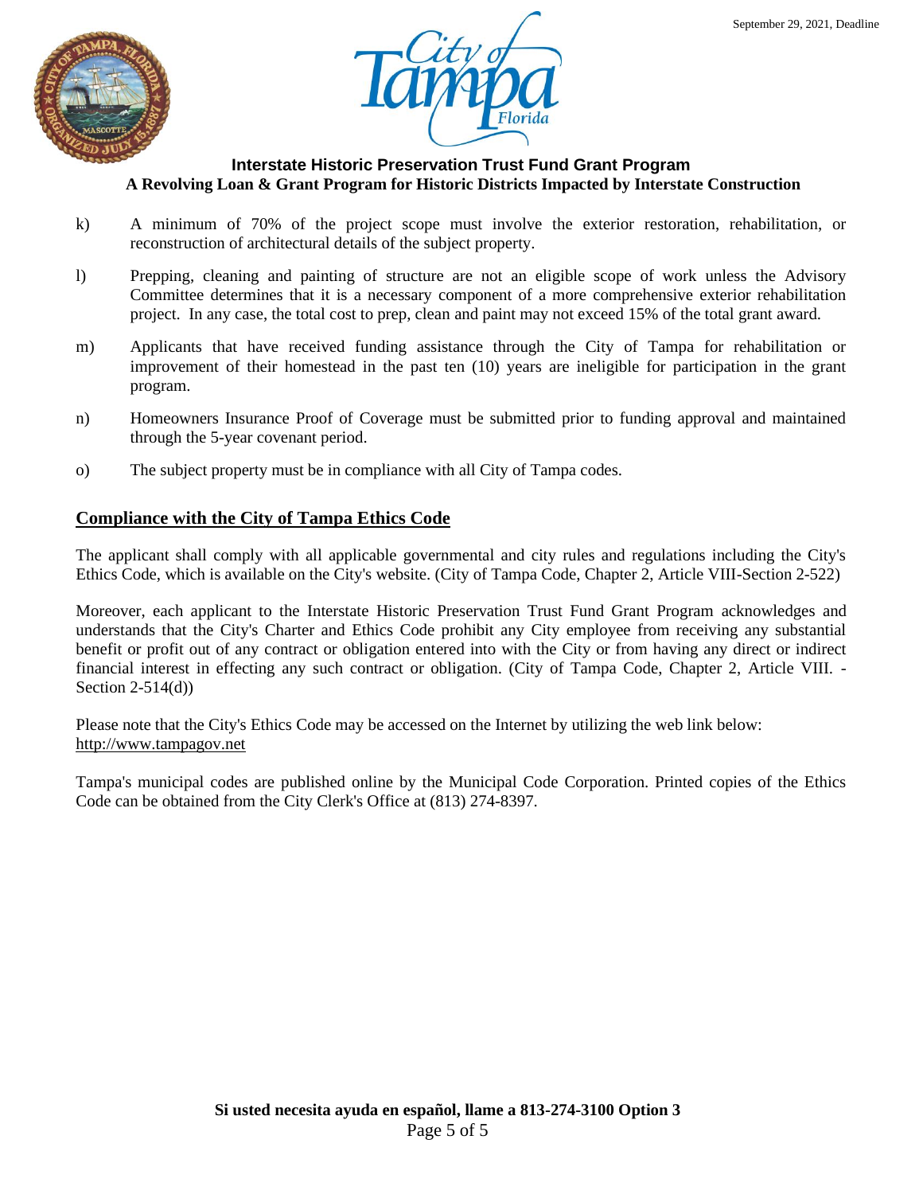- k) A minimum of 70% of the project scope must involve the exterior restoration, rehabilitation, or reconstruction of architectural details of the subject property.
- l) Prepping, cleaning and painting of structure are not an eligible scope of work unless the Advisory Committee determines that it is a necessary component of a more comprehensive exterior rehabilitation project. In any case, the total cost to prep, clean and paint may not exceed 15% of the total grant award.
- m) Applicants that have received funding assistance through the City of Tampa for rehabilitation or improvement of their homestead in the past ten (10) years are ineligible for participation in the grant program.
- n) Homeowners Insurance Proof of Coverage must be submitted prior to funding approval and maintained through the 5-year covenant period.
- o) The subject property must be in compliance with all City of Tampa codes.

## Compliance with the City of Tampa Ethics Code

The applicant shall comply with all applicable governmental and city rules and regulations including the City's Ethics Code, which is available on the City's website. (City of Tampa Code, Chapter 2, Article VIII-Section 2-522)

Moreover, each applicant to the Interstate Historic Preservation Trust Fund Grant Program acknowledges and understands that the City's Charter and Ethics Code prohibit any City employee from receiving any substantial benefit or profit out of any contract or obligation entered into with the City or from having any direct or indirect financial interest in effecting any such contract or obligation. (City of Tampa Code, Chapter 2, Article VIII. - Section 2-514(d))

Please note that the City's Ethics Code may be accessed on the Internet by utilizing the web link below:
http://www.tampagov.net

Tampa's municipal codes are published online by the Municipal Code Corporation. Printed copies of the Ethics Code can be obtained from the City Clerk's Office at (813) 274-8397.

**Si usted necesita ayuda en español, llame a 813-274-3100 Option 3**